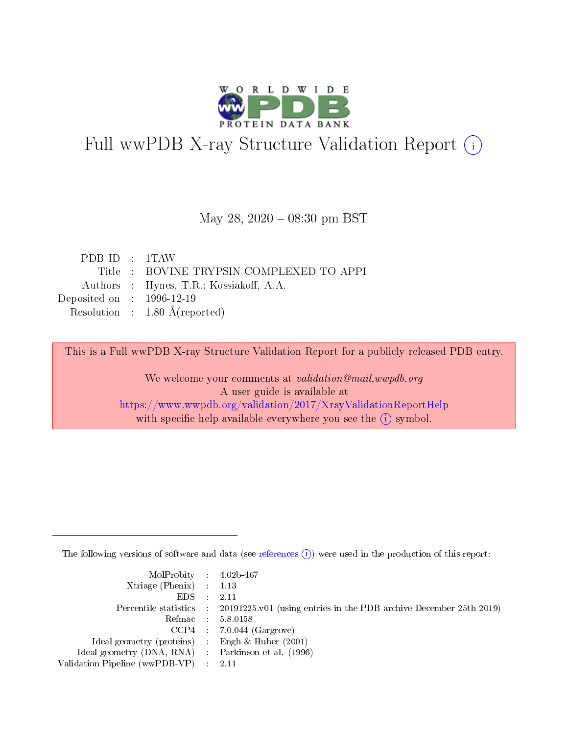# Full wwPDB X-ray Structure Validation Report (i)

May 28, 2020 – 08:30 pm BST

| | | |
|---|---|---|
| PDB ID | : | 1TAW |
| Title | : | BOVINE TRYPSIN COMPLEXED TO APPI |
| Authors | : | Hynes, T.R.; Kossiakoff, A.A. |
| Deposited on | : | 1996-12-19 |
| Resolution | : | 1.80 Å(reported) |

This is a Full wwPDB X-ray Structure Validation Report for a publicly released PDB entry.

We welcome your comments at *validation@mail.wwpdb.org*
A user guide is available at
https://www.wwpdb.org/validation/2017/XrayValidationReportHelp
with specific help available everywhere you see the (i) symbol.

---

The following versions of software and data (see references (i)) were used in the production of this report:

| | | |
|---|---|---|
| MolProbity | : | 4.02b-467 |
| Xtriage (Phenix) | : | 1.13 |
| EDS | : | 2.11 |
| Percentile statistics | : | 20191225.v01 (using entries in the PDB archive December 25th 2019) |
| Refmac | : | 5.8.0158 |
| CCP4 | : | 7.0.044 (Gargrove) |
| Ideal geometry (proteins) | : | Engh & Huber (2001) |
| Ideal geometry (DNA, RNA) | : | Parkinson et al. (1996) |
| Validation Pipeline (wwPDB-VP) | : | 2.11 |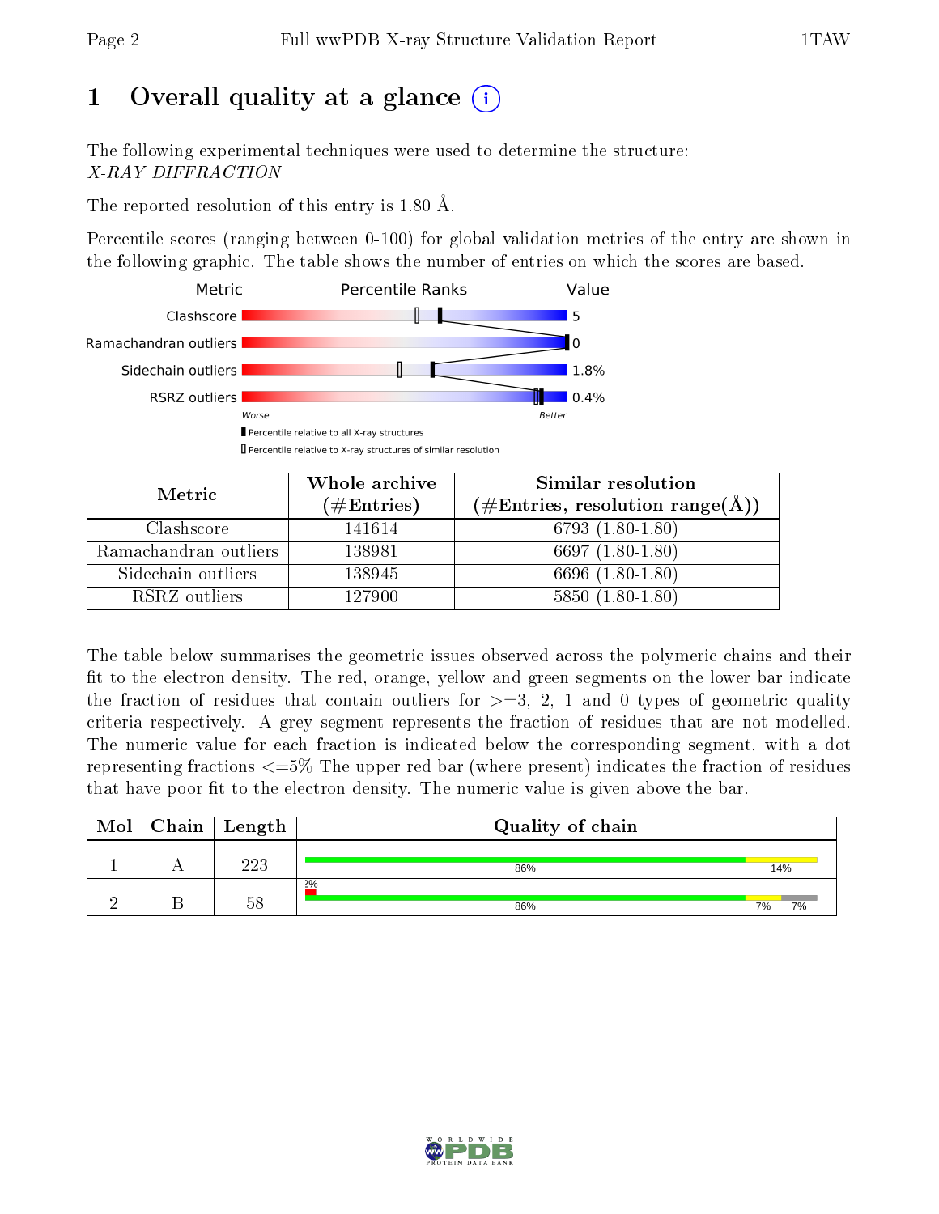# 1 Overall quality at a glance

The following experimental techniques were used to determine the structure:
*X-RAY DIFFRACTION*

The reported resolution of this entry is 1.80 Å.

Percentile scores (ranging between 0-100) for global validation metrics of the entry are shown in the following graphic. The table shows the number of entries on which the scores are based.

| Metric | Value |
|---|---|
| Clashscore | 5 |
| Ramachandran outliers | 0 |
| Sidechain outliers | 1.8% |
| RSRZ outliers | 0.4% |

Worse — Better

▮ Percentile relative to all X-ray structures
▯ Percentile relative to X-ray structures of similar resolution

| Metric | Whole archive (#Entries) | Similar resolution (#Entries, resolution range(Å)) |
|---|---|---|
| Clashscore | 141614 | 6793 (1.80-1.80) |
| Ramachandran outliers | 138981 | 6697 (1.80-1.80) |
| Sidechain outliers | 138945 | 6696 (1.80-1.80) |
| RSRZ outliers | 127900 | 5850 (1.80-1.80) |

The table below summarises the geometric issues observed across the polymeric chains and their fit to the electron density. The red, orange, yellow and green segments on the lower bar indicate the fraction of residues that contain outliers for >=3, 2, 1 and 0 types of geometric quality criteria respectively. A grey segment represents the fraction of residues that are not modelled. The numeric value for each fraction is indicated below the corresponding segment, with a dot representing fractions <=5% The upper red bar (where present) indicates the fraction of residues that have poor fit to the electron density. The numeric value is given above the bar.

| Mol | Chain | Length | Quality of chain |
|---|---|---|---|
| 1 | A | 223 | 86% (green), 14% (yellow) |
| 2 | B | 58 | 2% (poor density); 86% (green), 7% (yellow), 7% (grey) |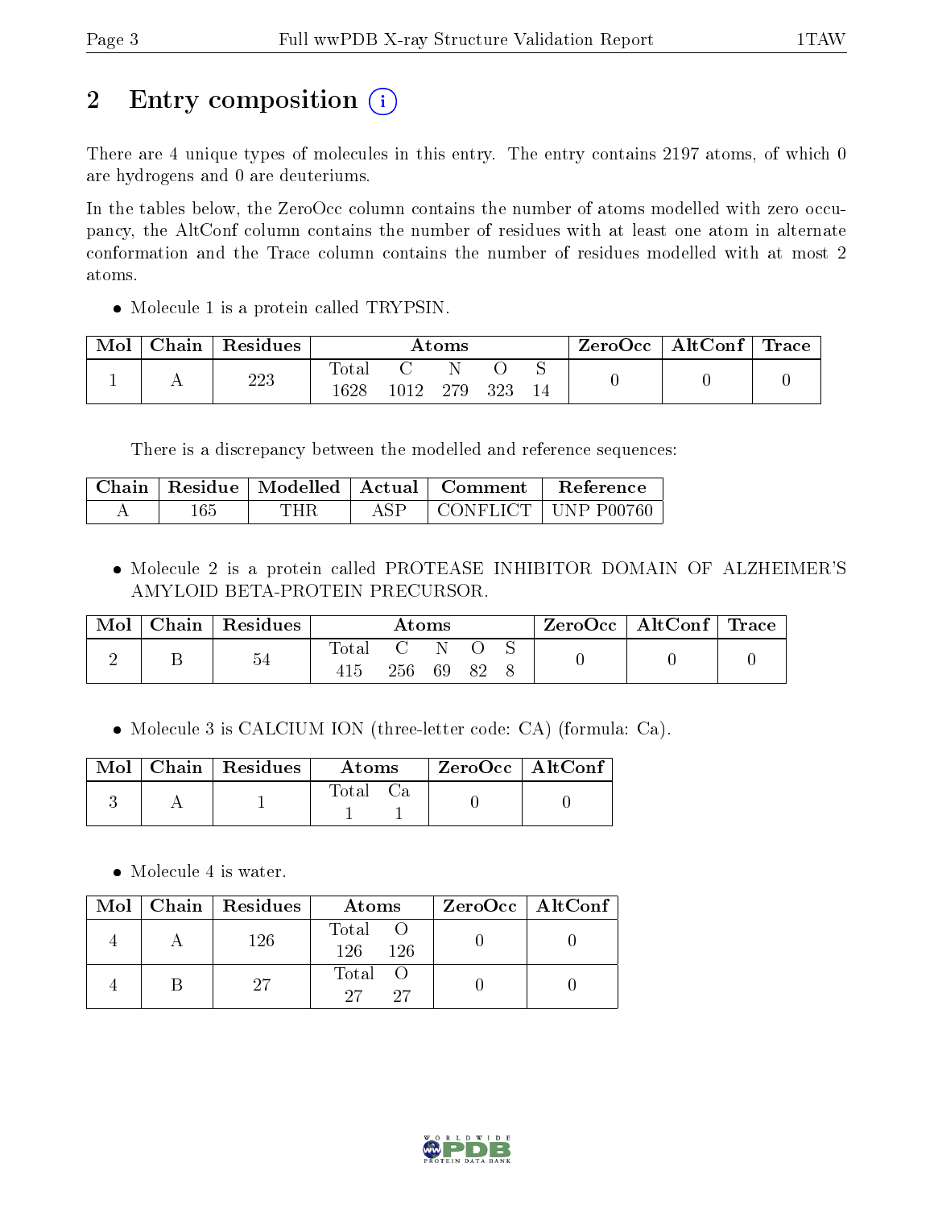# 2 Entry composition

There are 4 unique types of molecules in this entry. The entry contains 2197 atoms, of which 0 are hydrogens and 0 are deuteriums.

In the tables below, the ZeroOcc column contains the number of atoms modelled with zero occupancy, the AltConf column contains the number of residues with at least one atom in alternate conformation and the Trace column contains the number of residues modelled with at most 2 atoms.

- Molecule 1 is a protein called TRYPSIN.

| Mol | Chain | Residues | Atoms | | | | | ZeroOcc | AltConf | Trace |
|---|---|---|---|---|---|---|---|---|---|---|
| 1 | A | 223 | Total<br>1628 | C<br>1012 | N<br>279 | O<br>323 | S<br>14 | 0 | 0 | 0 |

There is a discrepancy between the modelled and reference sequences:

| Chain | Residue | Modelled | Actual | Comment | Reference |
|---|---|---|---|---|---|
| A | 165 | THR | ASP | CONFLICT | UNP P00760 |

- Molecule 2 is a protein called PROTEASE INHIBITOR DOMAIN OF ALZHEIMER'S AMYLOID BETA-PROTEIN PRECURSOR.

| Mol | Chain | Residues | Atoms | | | | | ZeroOcc | AltConf | Trace |
|---|---|---|---|---|---|---|---|---|---|---|
| 2 | B | 54 | Total<br>415 | C<br>256 | N<br>69 | O<br>82 | S<br>8 | 0 | 0 | 0 |

- Molecule 3 is CALCIUM ION (three-letter code: CA) (formula: Ca).

| Mol | Chain | Residues | Atoms | | ZeroOcc | AltConf |
|---|---|---|---|---|---|---|
| 3 | A | 1 | Total<br>1 | Ca<br>1 | 0 | 0 |

- Molecule 4 is water.

| Mol | Chain | Residues | Atoms | | ZeroOcc | AltConf |
|---|---|---|---|---|---|---|
| 4 | A | 126 | Total<br>126 | O<br>126 | 0 | 0 |
| 4 | B | 27 | Total<br>27 | O<br>27 | 0 | 0 |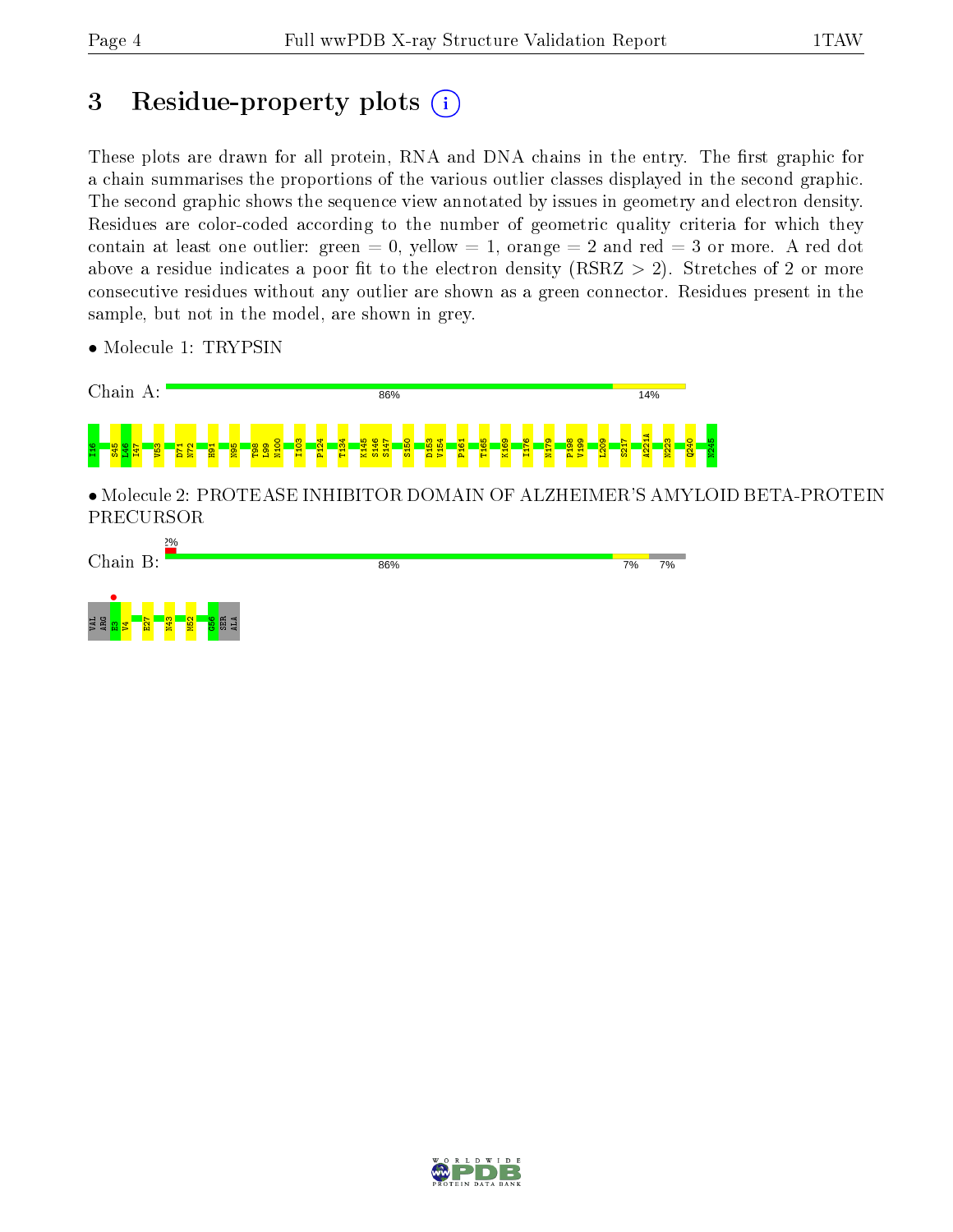# 3 Residue-property plots

These plots are drawn for all protein, RNA and DNA chains in the entry. The first graphic for a chain summarises the proportions of the various outlier classes displayed in the second graphic. The second graphic shows the sequence view annotated by issues in geometry and electron density. Residues are color-coded according to the number of geometric quality criteria for which they contain at least one outlier: green = 0, yellow = 1, orange = 2 and red = 3 or more. A red dot above a residue indicates a poor fit to the electron density (RSRZ > 2). Stretches of 2 or more consecutive residues without any outlier are shown as a green connector. Residues present in the sample, but not in the model, are shown in grey.

- Molecule 1: TRYPSIN

Chain A: 86% 14%

I16 S45 L46 I47 V53 D71 N72 H91 N95 T98 I99 N100 I103 P124 T134 K145 S146 S147 S150 D153 V154 P161 T165 K169 I176 N179 P198 V199 L209 S217 A221A N223 Q240 N245

- Molecule 2: PROTEASE INHIBITOR DOMAIN OF ALZHEIMER'S AMYLOID BETA-PROTEIN PRECURSOR

Chain B: 2% 86% 7% 7%

VAL ARG E3 V4 E27 N43 M52 G56 SER ALA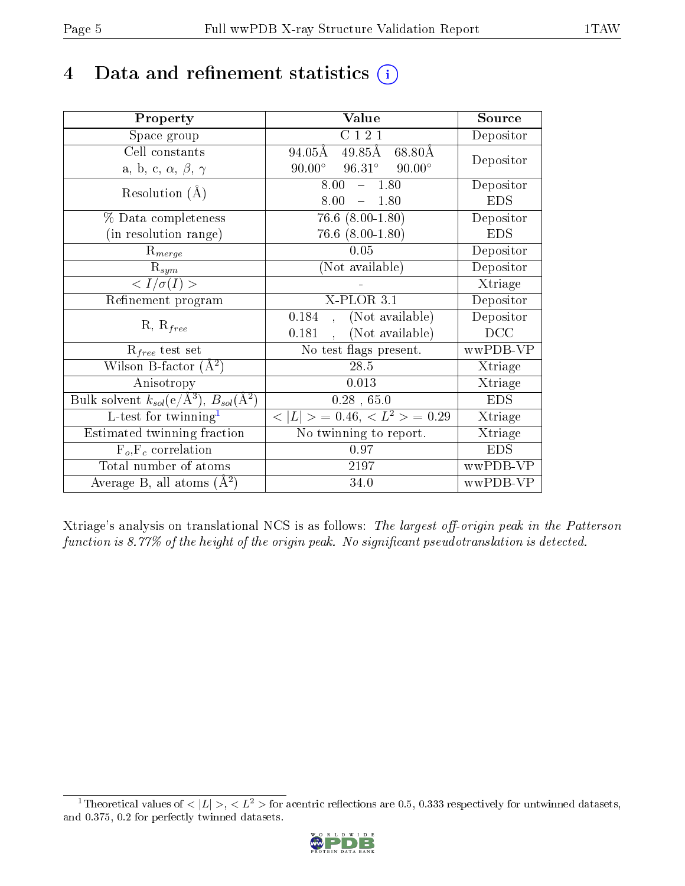# 4 Data and refinement statistics (i)

| Property | Value | Source |
|---|---|---|
| Space group | C 1 2 1 | Depositor |
| Cell constants<br>a, b, c, $\alpha$, $\beta$, $\gamma$ | 94.05Å 49.85Å 68.80Å<br>90.00° 96.31° 90.00° | Depositor |
| Resolution (Å) | 8.00 – 1.80<br>8.00 – 1.80 | Depositor<br>EDS |
| % Data completeness<br>(in resolution range) | 76.6 (8.00-1.80)<br>76.6 (8.00-1.80) | Depositor<br>EDS |
| $R_{merge}$ | 0.05 | Depositor |
| $R_{sym}$ | (Not available) | Depositor |
| $< I/\sigma(I) >$ | - | Xtriage |
| Refinement program | X-PLOR 3.1 | Depositor |
| R, $R_{free}$ | 0.184 , (Not available)<br>0.181 , (Not available) | Depositor<br>DCC |
| $R_{free}$ test set | No test flags present. | wwPDB-VP |
| Wilson B-factor (Å$^2$) | 28.5 | Xtriage |
| Anisotropy | 0.013 | Xtriage |
| Bulk solvent $k_{sol}$(e/Å$^3$), $B_{sol}$(Å$^2$) | 0.28 , 65.0 | EDS |
| L-test for twinning[1] | $< \|L\| >$ = 0.46, $< L^2 >$ = 0.29 | Xtriage |
| Estimated twinning fraction | No twinning to report. | Xtriage |
| $F_o$,$F_c$ correlation | 0.97 | EDS |
| Total number of atoms | 2197 | wwPDB-VP |
| Average B, all atoms (Å$^2$) | 34.0 | wwPDB-VP |

Xtriage's analysis on translational NCS is as follows: *The largest off-origin peak in the Patterson function is 8.77% of the height of the origin peak. No significant pseudotranslation is detected.*

[1] Theoretical values of $< |L| >$, $< L^2 >$ for acentric reflections are 0.5, 0.333 respectively for untwinned datasets, and 0.375, 0.2 for perfectly twinned datasets.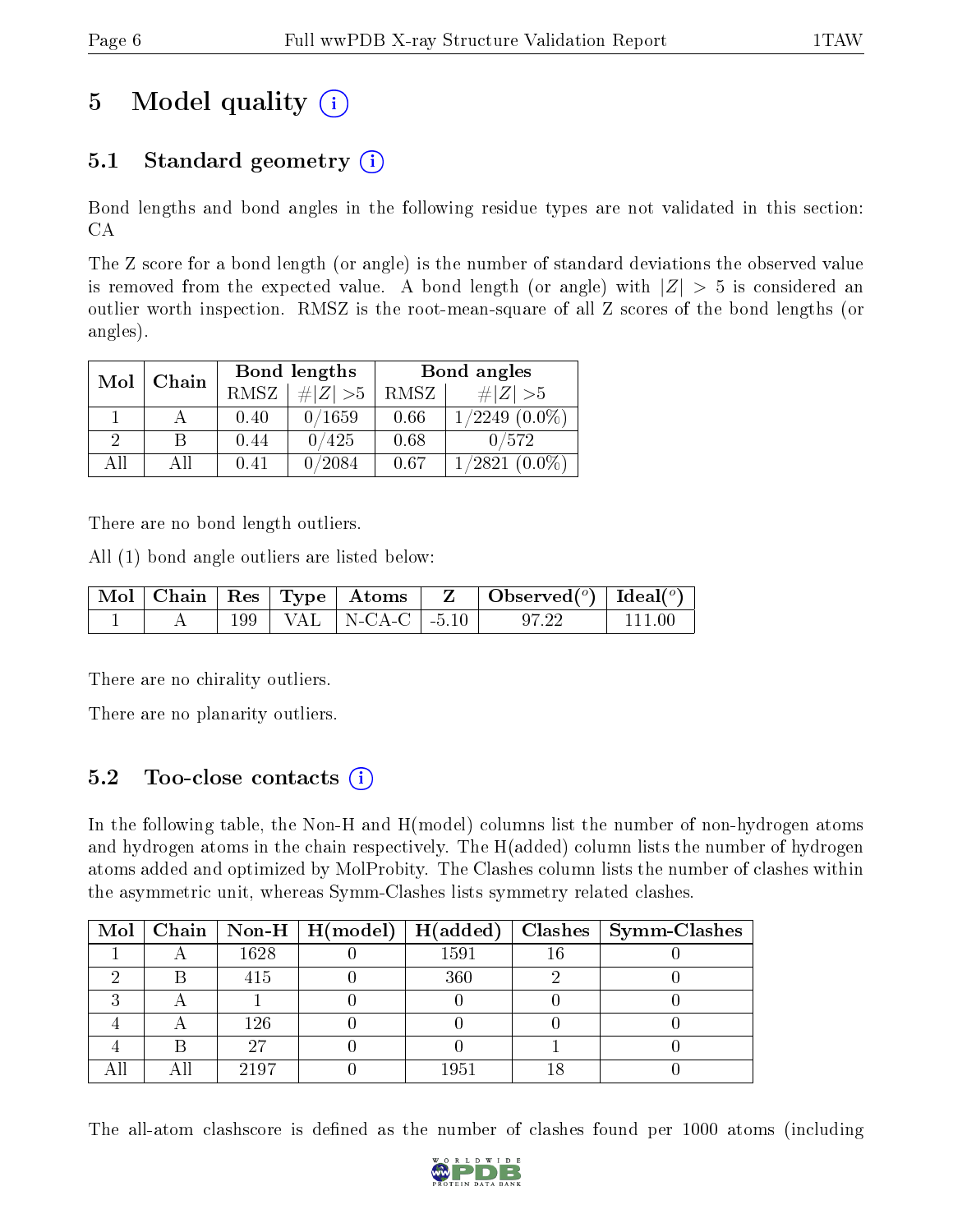# 5 Model quality (i)

## 5.1 Standard geometry (i)

Bond lengths and bond angles in the following residue types are not validated in this section: CA

The Z score for a bond length (or angle) is the number of standard deviations the observed value is removed from the expected value. A bond length (or angle) with $|Z| > 5$ is considered an outlier worth inspection. RMSZ is the root-mean-square of all Z scores of the bond lengths (or angles).

| Mol | Chain | Bond lengths | | Bond angles | |
|---|---|---|---|---|---|
| | | RMSZ | #$\|Z\| > 5$ | RMSZ | #$\|Z\| > 5$ |
| 1 | A | 0.40 | 0/1659 | 0.66 | 1/2249 (0.0%) |
| 2 | B | 0.44 | 0/425 | 0.68 | 0/572 |
| All | All | 0.41 | 0/2084 | 0.67 | 1/2821 (0.0%) |

There are no bond length outliers.

All (1) bond angle outliers are listed below:

| Mol | Chain | Res | Type | Atoms | Z | Observed(°) | Ideal(°) |
|---|---|---|---|---|---|---|---|
| 1 | A | 199 | VAL | N-CA-C | -5.10 | 97.22 | 111.00 |

There are no chirality outliers.

There are no planarity outliers.

## 5.2 Too-close contacts (i)

In the following table, the Non-H and H(model) columns list the number of non-hydrogen atoms and hydrogen atoms in the chain respectively. The H(added) column lists the number of hydrogen atoms added and optimized by MolProbity. The Clashes column lists the number of clashes within the asymmetric unit, whereas Symm-Clashes lists symmetry related clashes.

| Mol | Chain | Non-H | H(model) | H(added) | Clashes | Symm-Clashes |
|---|---|---|---|---|---|---|
| 1 | A | 1628 | 0 | 1591 | 16 | 0 |
| 2 | B | 415 | 0 | 360 | 2 | 0 |
| 3 | A | 1 | 0 | 0 | 0 | 0 |
| 4 | A | 126 | 0 | 0 | 0 | 0 |
| 4 | B | 27 | 0 | 0 | 1 | 0 |
| All | All | 2197 | 0 | 1951 | 18 | 0 |

The all-atom clashscore is defined as the number of clashes found per 1000 atoms (including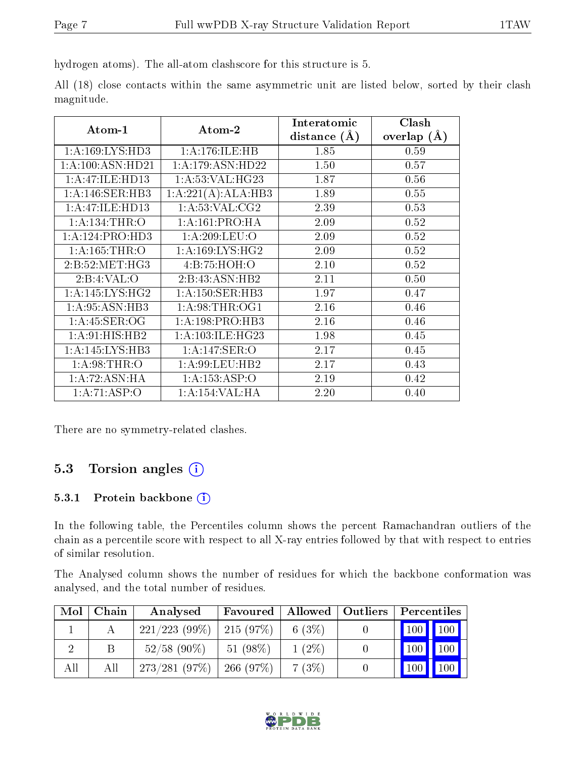hydrogen atoms). The all-atom clashscore for this structure is 5.

All (18) close contacts within the same asymmetric unit are listed below, sorted by their clash magnitude.

| Atom-1 | Atom-2 | Interatomic distance (Å) | Clash overlap (Å) |
|---|---|---|---|
| 1:A:169:LYS:HD3 | 1:A:176:ILE:HB | 1.85 | 0.59 |
| 1:A:100:ASN:HD21 | 1:A:179:ASN:HD22 | 1.50 | 0.57 |
| 1:A:47:ILE:HD13 | 1:A:53:VAL:HG23 | 1.87 | 0.56 |
| 1:A:146:SER:HB3 | 1:A:221(A):ALA:HB3 | 1.89 | 0.55 |
| 1:A:47:ILE:HD13 | 1:A:53:VAL:CG2 | 2.39 | 0.53 |
| 1:A:134:THR:O | 1:A:161:PRO:HA | 2.09 | 0.52 |
| 1:A:124:PRO:HD3 | 1:A:209:LEU:O | 2.09 | 0.52 |
| 1:A:165:THR:O | 1:A:169:LYS:HG2 | 2.09 | 0.52 |
| 2:B:52:MET:HG3 | 4:B:75:HOH:O | 2.10 | 0.52 |
| 2:B:4:VAL:O | 2:B:43:ASN:HB2 | 2.11 | 0.50 |
| 1:A:145:LYS:HG2 | 1:A:150:SER:HB3 | 1.97 | 0.47 |
| 1:A:95:ASN:HB3 | 1:A:98:THR:OG1 | 2.16 | 0.46 |
| 1:A:45:SER:OG | 1:A:198:PRO:HB3 | 2.16 | 0.46 |
| 1:A:91:HIS:HB2 | 1:A:103:ILE:HG23 | 1.98 | 0.45 |
| 1:A:145:LYS:HB3 | 1:A:147:SER:O | 2.17 | 0.45 |
| 1:A:98:THR:O | 1:A:99:LEU:HB2 | 2.17 | 0.43 |
| 1:A:72:ASN:HA | 1:A:153:ASP:O | 2.19 | 0.42 |
| 1:A:71:ASP:O | 1:A:154:VAL:HA | 2.20 | 0.40 |

There are no symmetry-related clashes.

## 5.3 Torsion angles

### 5.3.1 Protein backbone

In the following table, the Percentiles column shows the percent Ramachandran outliers of the chain as a percentile score with respect to all X-ray entries followed by that with respect to entries of similar resolution.

The Analysed column shows the number of residues for which the backbone conformation was analysed, and the total number of residues.

| Mol | Chain | Analysed | Favoured | Allowed | Outliers | Percentiles | |
|---|---|---|---|---|---|---|---|
| 1 | A | 221/223 (99%) | 215 (97%) | 6 (3%) | 0 | 100 | 100 |
| 2 | B | 52/58 (90%) | 51 (98%) | 1 (2%) | 0 | 100 | 100 |
| All | All | 273/281 (97%) | 266 (97%) | 7 (3%) | 0 | 100 | 100 |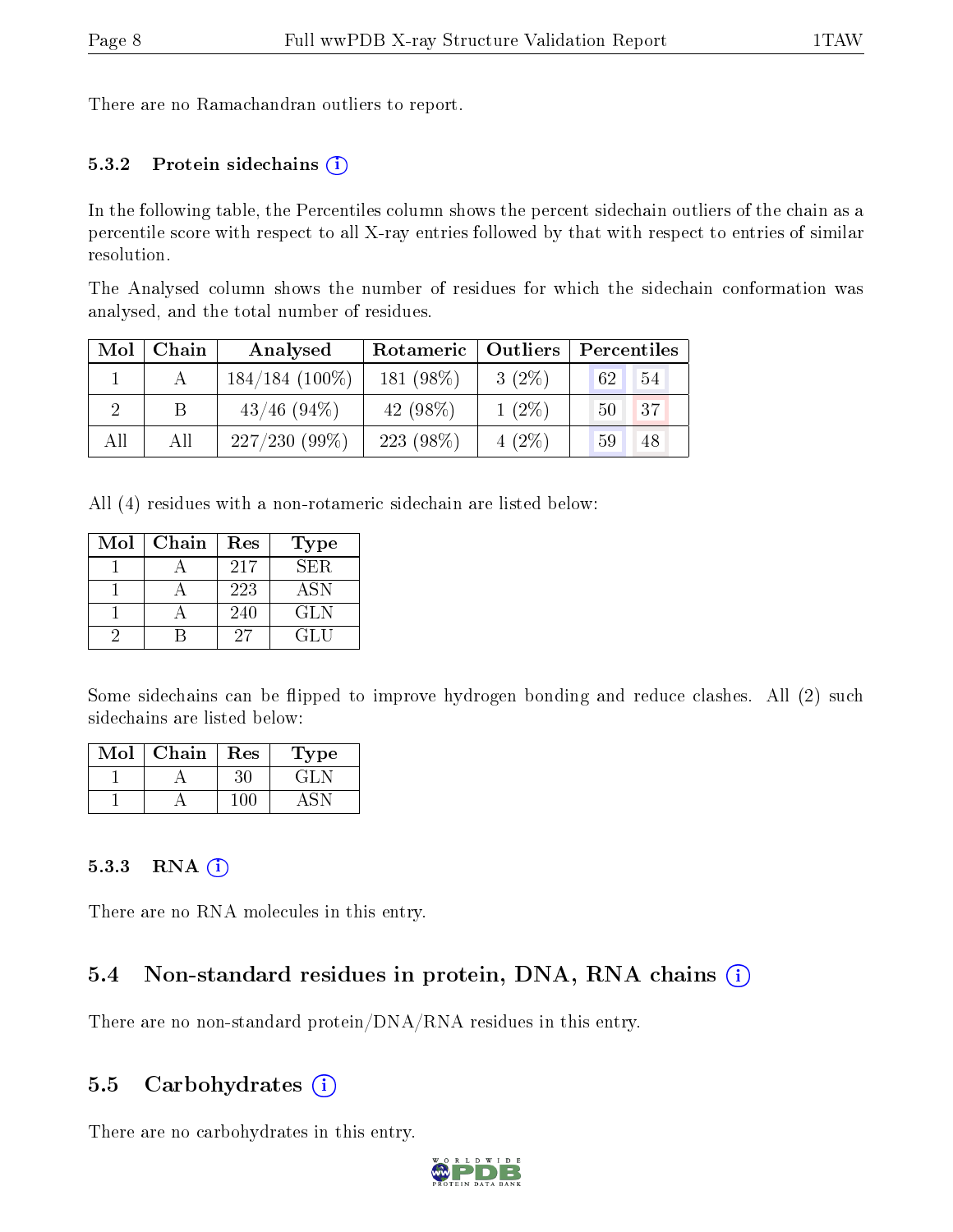There are no Ramachandran outliers to report.

### 5.3.2 Protein sidechains

In the following table, the Percentiles column shows the percent sidechain outliers of the chain as a percentile score with respect to all X-ray entries followed by that with respect to entries of similar resolution.

The Analysed column shows the number of residues for which the sidechain conformation was analysed, and the total number of residues.

| Mol | Chain | Analysed | Rotameric | Outliers | Percentiles | |
|---|---|---|---|---|---|---|
| 1 | A | 184/184 (100%) | 181 (98%) | 3 (2%) | 62 | 54 |
| 2 | B | 43/46 (94%) | 42 (98%) | 1 (2%) | 50 | 37 |
| All | All | 227/230 (99%) | 223 (98%) | 4 (2%) | 59 | 48 |

All (4) residues with a non-rotameric sidechain are listed below:

| Mol | Chain | Res | Type |
|---|---|---|---|
| 1 | A | 217 | SER |
| 1 | A | 223 | ASN |
| 1 | A | 240 | GLN |
| 2 | B | 27 | GLU |

Some sidechains can be flipped to improve hydrogen bonding and reduce clashes. All (2) such sidechains are listed below:

| Mol | Chain | Res | Type |
|---|---|---|---|
| 1 | A | 30 | GLN |
| 1 | A | 100 | ASN |

### 5.3.3 RNA

There are no RNA molecules in this entry.

## 5.4 Non-standard residues in protein, DNA, RNA chains

There are no non-standard protein/DNA/RNA residues in this entry.

## 5.5 Carbohydrates

There are no carbohydrates in this entry.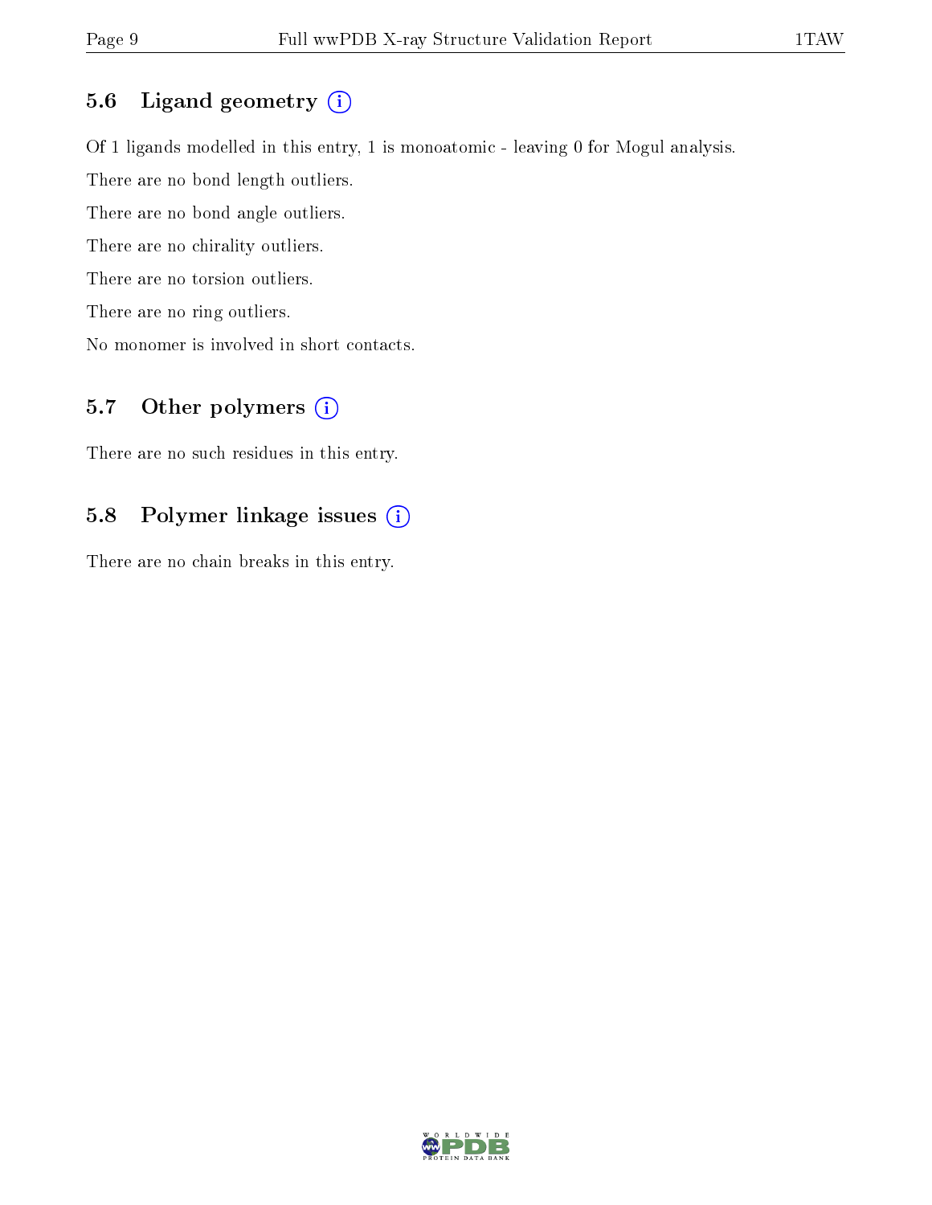## 5.6 Ligand geometry (i)

Of 1 ligands modelled in this entry, 1 is monoatomic - leaving 0 for Mogul analysis.

There are no bond length outliers.

There are no bond angle outliers.

There are no chirality outliers.

There are no torsion outliers.

There are no ring outliers.

No monomer is involved in short contacts.

## 5.7 Other polymers (i)

There are no such residues in this entry.

## 5.8 Polymer linkage issues (i)

There are no chain breaks in this entry.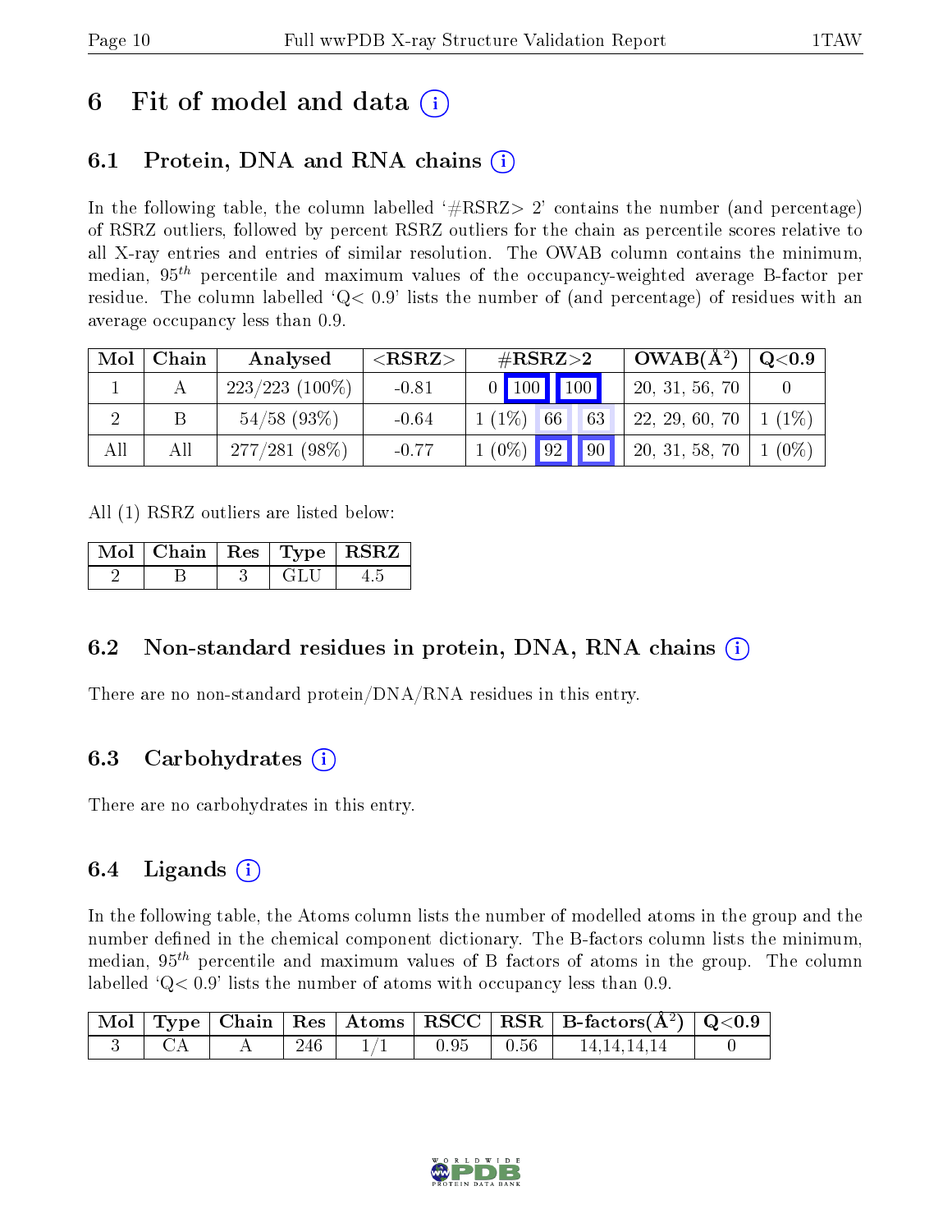# 6 Fit of model and data

## 6.1 Protein, DNA and RNA chains

In the following table, the column labelled '#RSRZ> 2' contains the number (and percentage) of RSRZ outliers, followed by percent RSRZ outliers for the chain as percentile scores relative to all X-ray entries and entries of similar resolution. The OWAB column contains the minimum, median, $95^{th}$ percentile and maximum values of the occupancy-weighted average B-factor per residue. The column labelled 'Q< 0.9' lists the number of (and percentage) of residues with an average occupancy less than 0.9.

| Mol | Chain | Analysed | <RSRZ> | #RSRZ>2 | | | OWAB(Å$^2$) | Q<0.9 |
|---|---|---|---|---|---|---|---|---|
| 1 | A | 223/223 (100%) | -0.81 | 0 | 100 | 100 | 20, 31, 56, 70 | 0 |
| 2 | B | 54/58 (93%) | -0.64 | 1 (1%) | 66 | 63 | 22, 29, 60, 70 | 1 (1%) |
| All | All | 277/281 (98%) | -0.77 | 1 (0%) | 92 | 90 | 20, 31, 58, 70 | 1 (0%) |

All (1) RSRZ outliers are listed below:

| Mol | Chain | Res | Type | RSRZ |
|---|---|---|---|---|
| 2 | B | 3 | GLU | 4.5 |

## 6.2 Non-standard residues in protein, DNA, RNA chains

There are no non-standard protein/DNA/RNA residues in this entry.

## 6.3 Carbohydrates

There are no carbohydrates in this entry.

## 6.4 Ligands

In the following table, the Atoms column lists the number of modelled atoms in the group and the number defined in the chemical component dictionary. The B-factors column lists the minimum, median, $95^{th}$ percentile and maximum values of B factors of atoms in the group. The column labelled 'Q< 0.9' lists the number of atoms with occupancy less than 0.9.

| Mol | Type | Chain | Res | Atoms | RSCC | RSR | B-factors(Å$^2$) | Q<0.9 |
|---|---|---|---|---|---|---|---|---|
| 3 | CA | A | 246 | 1/1 | 0.95 | 0.56 | 14,14,14,14 | 0 |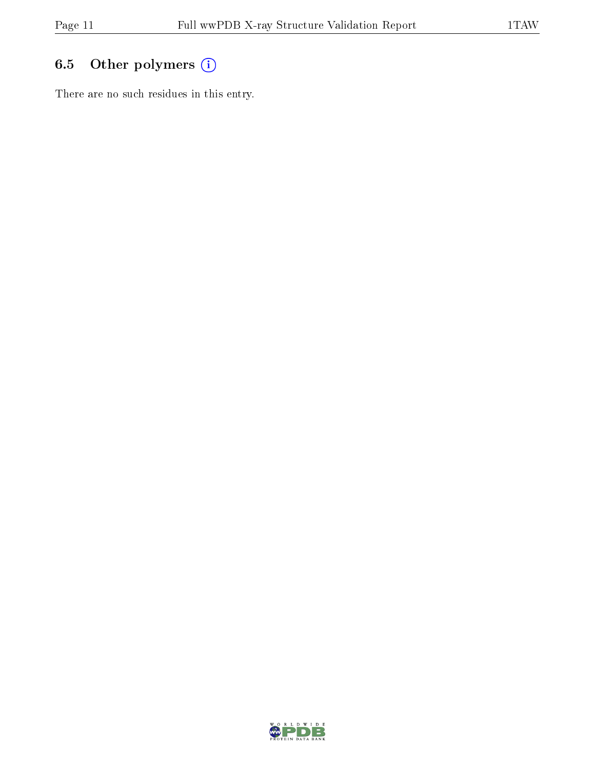## 6.5 Other polymers ⓘ

There are no such residues in this entry.